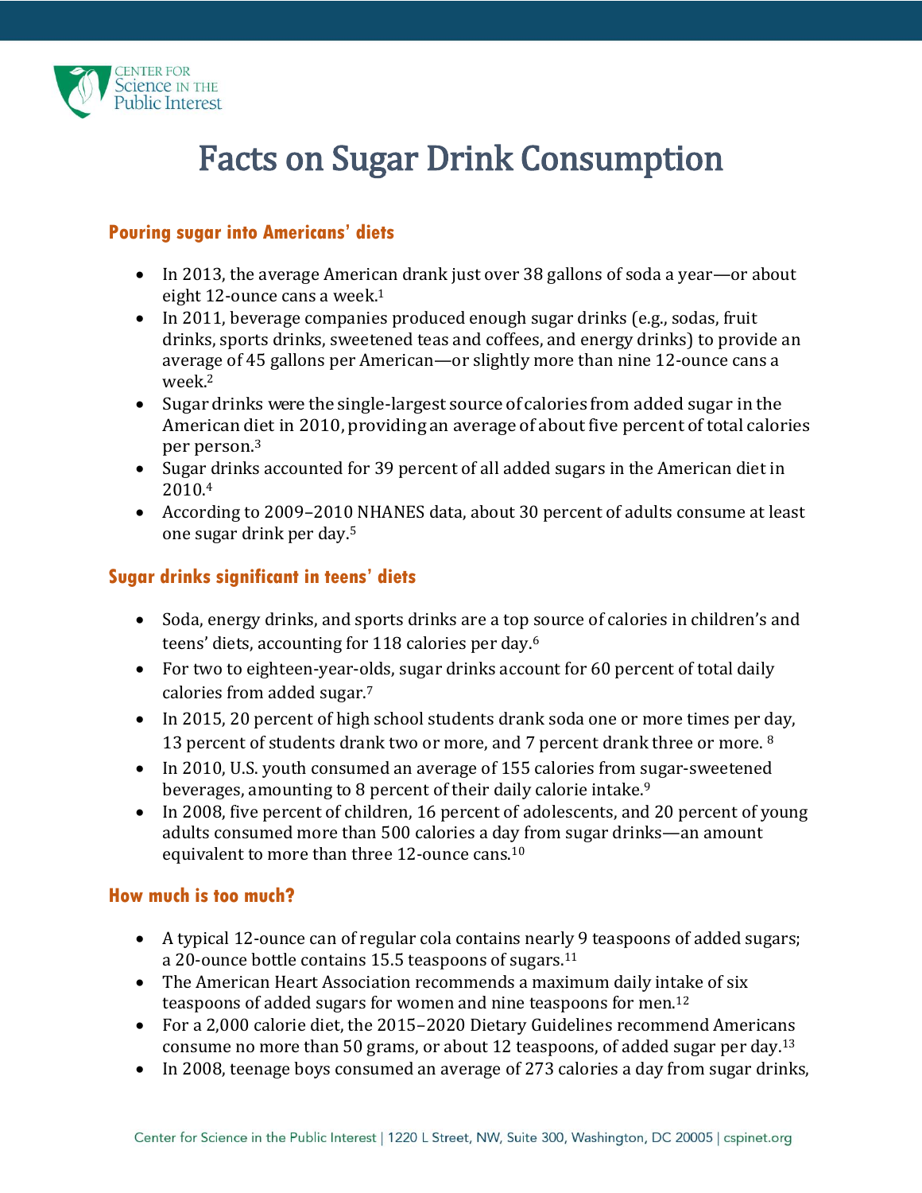# Facts on Sugar Drink Consumption

## Pouring sugar into Americans' diets

- In 2013, the average American drank just over 38 gallons of soda a year—or about eight 12-ounce cans a week.[1]
- In 2011, beverage companies produced enough sugar drinks (e.g., sodas, fruit drinks, sports drinks, sweetened teas and coffees, and energy drinks) to provide an average of 45 gallons per American—or slightly more than nine 12-ounce cans a week.[2]
- Sugar drinks were the single-largest source of calories from added sugar in the American diet in 2010, providing an average of about five percent of total calories per person.[3]
- Sugar drinks accounted for 39 percent of all added sugars in the American diet in 2010.[4]
- According to 2009–2010 NHANES data, about 30 percent of adults consume at least one sugar drink per day.[5]

## Sugar drinks significant in teens' diets

- Soda, energy drinks, and sports drinks are a top source of calories in children's and teens' diets, accounting for 118 calories per day.[6]
- For two to eighteen-year-olds, sugar drinks account for 60 percent of total daily calories from added sugar.[7]
- In 2015, 20 percent of high school students drank soda one or more times per day, 13 percent of students drank two or more, and 7 percent drank three or more. [8]
- In 2010, U.S. youth consumed an average of 155 calories from sugar-sweetened beverages, amounting to 8 percent of their daily calorie intake.[9]
- In 2008, five percent of children, 16 percent of adolescents, and 20 percent of young adults consumed more than 500 calories a day from sugar drinks—an amount equivalent to more than three 12-ounce cans.[10]

## How much is too much?

- A typical 12-ounce can of regular cola contains nearly 9 teaspoons of added sugars; a 20-ounce bottle contains 15.5 teaspoons of sugars.[11]
- The American Heart Association recommends a maximum daily intake of six teaspoons of added sugars for women and nine teaspoons for men.[12]
- For a 2,000 calorie diet, the 2015–2020 Dietary Guidelines recommend Americans consume no more than 50 grams, or about 12 teaspoons, of added sugar per day.[13]
- In 2008, teenage boys consumed an average of 273 calories a day from sugar drinks,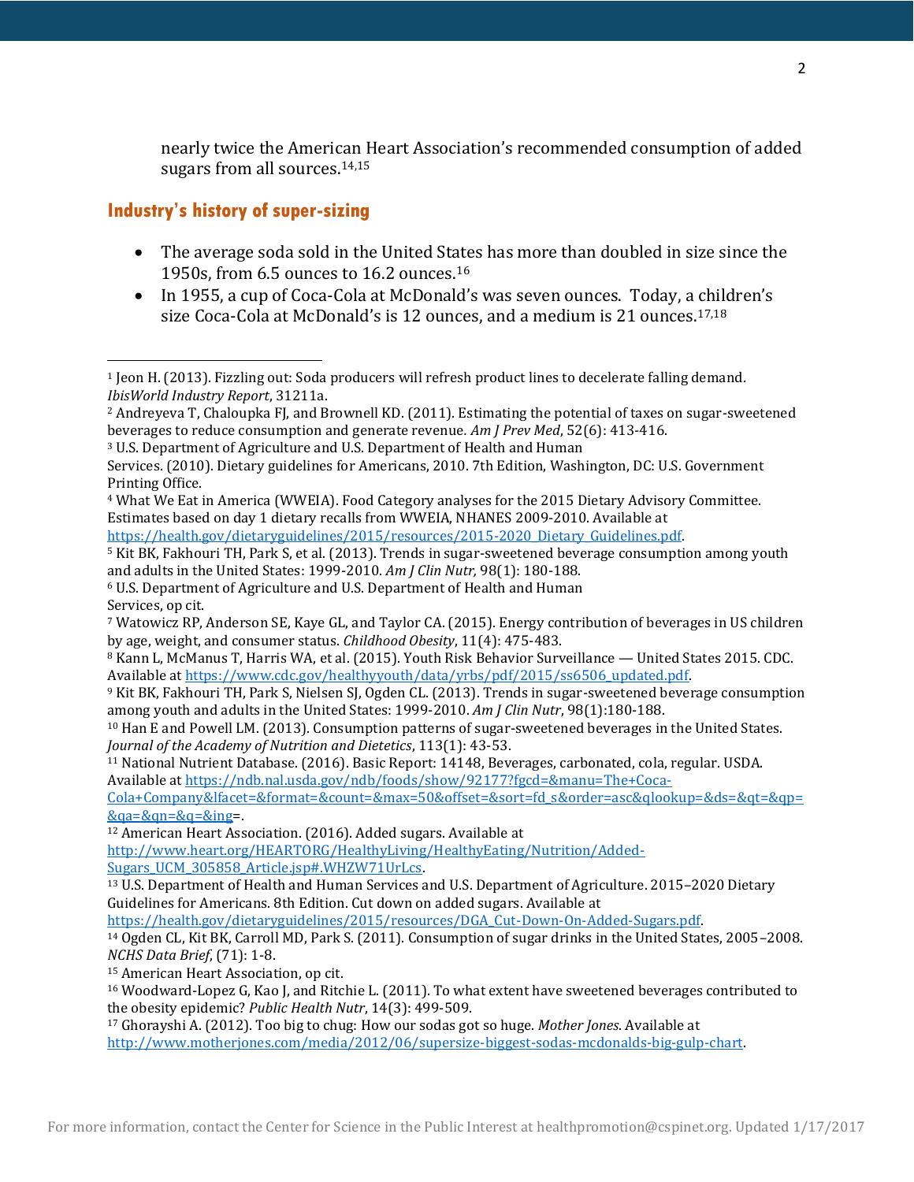nearly twice the American Heart Association's recommended consumption of added sugars from all sources.[14,15]

## Industry's history of super-sizing

- The average soda sold in the United States has more than doubled in size since the 1950s, from 6.5 ounces to 16.2 ounces.[16]
- In 1955, a cup of Coca-Cola at McDonald's was seven ounces. Today, a children's size Coca-Cola at McDonald's is 12 ounces, and a medium is 21 ounces.[17,18]

---

[1] Jeon H. (2013). Fizzling out: Soda producers will refresh product lines to decelerate falling demand. *IbisWorld Industry Report*, 31211a.

[2] Andreyeva T, Chaloupka FJ, and Brownell KD. (2011). Estimating the potential of taxes on sugar-sweetened beverages to reduce consumption and generate revenue. *Am J Prev Med*, 52(6): 413-416.

[3] U.S. Department of Agriculture and U.S. Department of Health and Human Services. (2010). Dietary guidelines for Americans, 2010. 7th Edition, Washington, DC: U.S. Government Printing Office.

[4] What We Eat in America (WWEIA). Food Category analyses for the 2015 Dietary Advisory Committee. Estimates based on day 1 dietary recalls from WWEIA, NHANES 2009-2010. Available at https://health.gov/dietaryguidelines/2015/resources/2015-2020_Dietary_Guidelines.pdf.

[5] Kit BK, Fakhouri TH, Park S, et al. (2013). Trends in sugar-sweetened beverage consumption among youth and adults in the United States: 1999-2010. *Am J Clin Nutr*, 98(1): 180-188.

[6] U.S. Department of Agriculture and U.S. Department of Health and Human Services, op cit.

[7] Watowicz RP, Anderson SE, Kaye GL, and Taylor CA. (2015). Energy contribution of beverages in US children by age, weight, and consumer status. *Childhood Obesity*, 11(4): 475-483.

[8] Kann L, McManus T, Harris WA, et al. (2015). Youth Risk Behavior Surveillance — United States 2015. CDC. Available at https://www.cdc.gov/healthyyouth/data/yrbs/pdf/2015/ss6506_updated.pdf.

[9] Kit BK, Fakhouri TH, Park S, Nielsen SJ, Ogden CL. (2013). Trends in sugar-sweetened beverage consumption among youth and adults in the United States: 1999-2010. *Am J Clin Nutr*, 98(1):180-188.

[10] Han E and Powell LM. (2013). Consumption patterns of sugar-sweetened beverages in the United States. *Journal of the Academy of Nutrition and Dietetics*, 113(1): 43-53.

[11] National Nutrient Database. (2016). Basic Report: 14148, Beverages, carbonated, cola, regular. USDA. Available at https://ndb.nal.usda.gov/ndb/foods/show/92177?fgcd=&manu=The+Coca-Cola+Company&lfacet=&format=&count=&max=50&offset=&sort=fd_s&order=asc&qlookup=&ds=&qt=&qp=&qa=&qn=&q=&ing=.

[12] American Heart Association. (2016). Added sugars. Available at http://www.heart.org/HEARTORG/HealthyLiving/HealthyEating/Nutrition/Added-Sugars_UCM_305858_Article.jsp#.WHZW71UrLcs.

[13] U.S. Department of Health and Human Services and U.S. Department of Agriculture. 2015–2020 Dietary Guidelines for Americans. 8th Edition. Cut down on added sugars. Available at https://health.gov/dietaryguidelines/2015/resources/DGA_Cut-Down-On-Added-Sugars.pdf.

[14] Ogden CL, Kit BK, Carroll MD, Park S. (2011). Consumption of sugar drinks in the United States, 2005–2008. *NCHS Data Brief*, (71): 1-8.

[15] American Heart Association, op cit.

[16] Woodward-Lopez G, Kao J, and Ritchie L. (2011). To what extent have sweetened beverages contributed to the obesity epidemic? *Public Health Nutr*, 14(3): 499-509.

[17] Ghorayshi A. (2012). Too big to chug: How our sodas got so huge. *Mother Jones*. Available at http://www.motherjones.com/media/2012/06/supersize-biggest-sodas-mcdonalds-big-gulp-chart.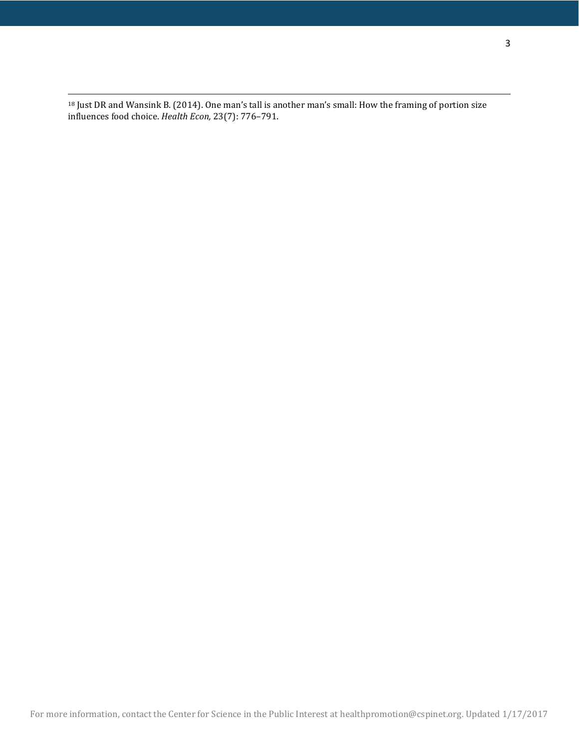[18] Just DR and Wansink B. (2014). One man's tall is another man's small: How the framing of portion size influences food choice. *Health Econ,* 23(7): 776–791.

For more information, contact the Center for Science in the Public Interest at healthpromotion@cspinet.org. Updated 1/17/2017